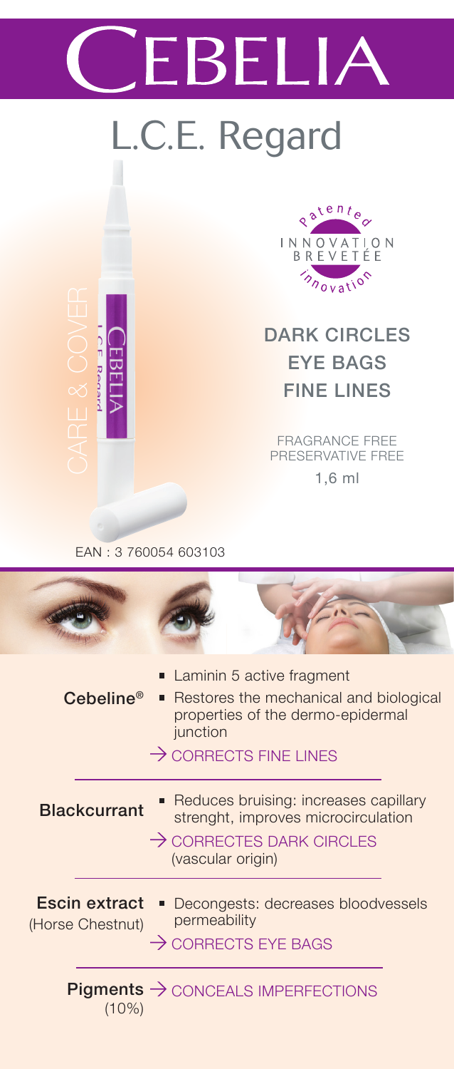# CEBELIA

## L.C.E. Regard

CARE & COVER

patented INNOVATION BREVETÉE innovation

**DARK CIRCLES**
**EYE BAGS**
**FINE LINES**

FRAGRANCE FREE
PRESERVATIVE FREE

1,6 ml

EAN : 3 760054 603103

**Cebeline®**

- Laminin 5 active fragment
- Restores the mechanical and biological properties of the dermo-epidermal junction

→ CORRECTS FINE LINES

**Blackcurrant**

- Reduces bruising: increases capillary strenght, improves microcirculation

→ CORRECTES DARK CIRCLES (vascular origin)

**Escin extract** (Horse Chestnut)

- Decongests: decreases bloodvessels permeability

→ CORRECTS EYE BAGS

**Pigments** (10%) → CONCEALS IMPERFECTIONS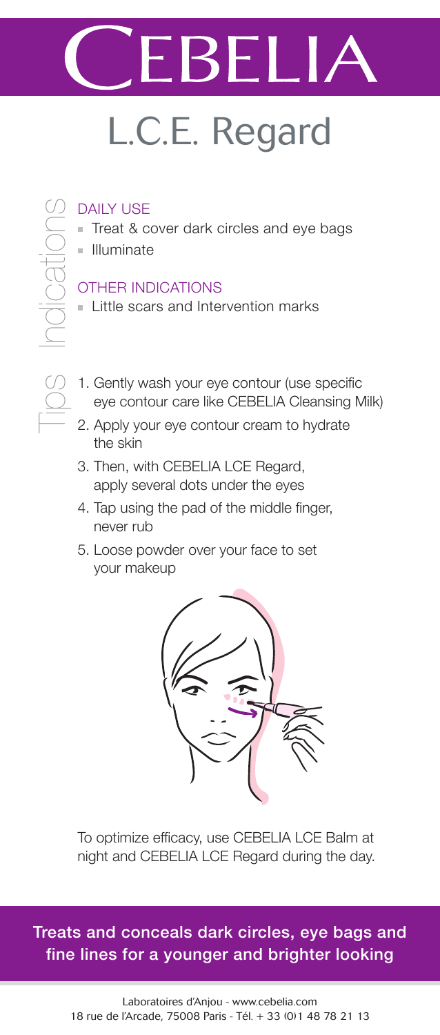# CEBELIA

# L.C.E. Regard

## Indications

DAILY USE

- Treat & cover dark circles and eye bags
- Illuminate

OTHER INDICATIONS

- Little scars and Intervention marks

## Tips

1. Gently wash your eye contour (use specific eye contour care like CEBELIA Cleansing Milk)
2. Apply your eye contour cream to hydrate the skin
3. Then, with CEBELIA LCE Regard, apply several dots under the eyes
4. Tap using the pad of the middle finger, never rub
5. Loose powder over your face to set your makeup

To optimize efficacy, use CEBELIA LCE Balm at night and CEBELIA LCE Regard during the day.

**Treats and conceals dark circles, eye bags and fine lines for a younger and brighter looking**

Laboratoires d'Anjou - www.cebelia.com
18 rue de l'Arcade, 75008 Paris - Tél. + 33 (0)1 48 78 21 13